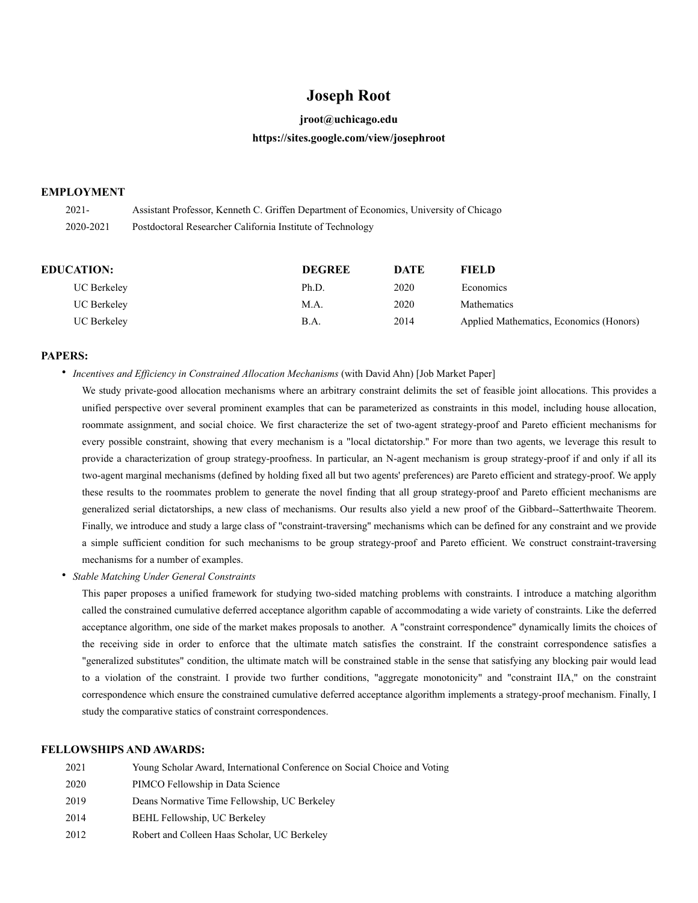# Joseph Root

**jroot@uchicago.edu**

**https://sites.google.com/view/josephroot**

## EMPLOYMENT

| | |
|---|---|
| 2021- | Assistant Professor, Kenneth C. Griffen Department of Economics, University of Chicago |
| 2020-2021 | Postdoctoral Researcher California Institute of Technology |

## EDUCATION:

| EDUCATION: | DEGREE | DATE | FIELD |
|---|---|---|---|
| UC Berkeley | Ph.D. | 2020 | Economics |
| UC Berkeley | M.A. | 2020 | Mathematics |
| UC Berkeley | B.A. | 2014 | Applied Mathematics, Economics (Honors) |

## PAPERS:

- *Incentives and Efficiency in Constrained Allocation Mechanisms* (with David Ahn) [Job Market Paper]

  We study private-good allocation mechanisms where an arbitrary constraint delimits the set of feasible joint allocations. This provides a unified perspective over several prominent examples that can be parameterized as constraints in this model, including house allocation, roommate assignment, and social choice. We first characterize the set of two-agent strategy-proof and Pareto efficient mechanisms for every possible constraint, showing that every mechanism is a "local dictatorship." For more than two agents, we leverage this result to provide a characterization of group strategy-proofness. In particular, an N-agent mechanism is group strategy-proof if and only if all its two-agent marginal mechanisms (defined by holding fixed all but two agents' preferences) are Pareto efficient and strategy-proof. We apply these results to the roommates problem to generate the novel finding that all group strategy-proof and Pareto efficient mechanisms are generalized serial dictatorships, a new class of mechanisms. Our results also yield a new proof of the Gibbard--Satterthwaite Theorem. Finally, we introduce and study a large class of "constraint-traversing" mechanisms which can be defined for any constraint and we provide a simple sufficient condition for such mechanisms to be group strategy-proof and Pareto efficient. We construct constraint-traversing mechanisms for a number of examples.

- *Stable Matching Under General Constraints*

  This paper proposes a unified framework for studying two-sided matching problems with constraints. I introduce a matching algorithm called the constrained cumulative deferred acceptance algorithm capable of accommodating a wide variety of constraints. Like the deferred acceptance algorithm, one side of the market makes proposals to another. A "constraint correspondence" dynamically limits the choices of the receiving side in order to enforce that the ultimate match satisfies the constraint. If the constraint correspondence satisfies a "generalized substitutes" condition, the ultimate match will be constrained stable in the sense that satisfying any blocking pair would lead to a violation of the constraint. I provide two further conditions, "aggregate monotonicity" and "constraint IIA," on the constraint correspondence which ensure the constrained cumulative deferred acceptance algorithm implements a strategy-proof mechanism. Finally, I study the comparative statics of constraint correspondences.

## FELLOWSHIPS AND AWARDS:

| | |
|---|---|
| 2021 | Young Scholar Award, International Conference on Social Choice and Voting |
| 2020 | PIMCO Fellowship in Data Science |
| 2019 | Deans Normative Time Fellowship, UC Berkeley |
| 2014 | BEHL Fellowship, UC Berkeley |
| 2012 | Robert and Colleen Haas Scholar, UC Berkeley |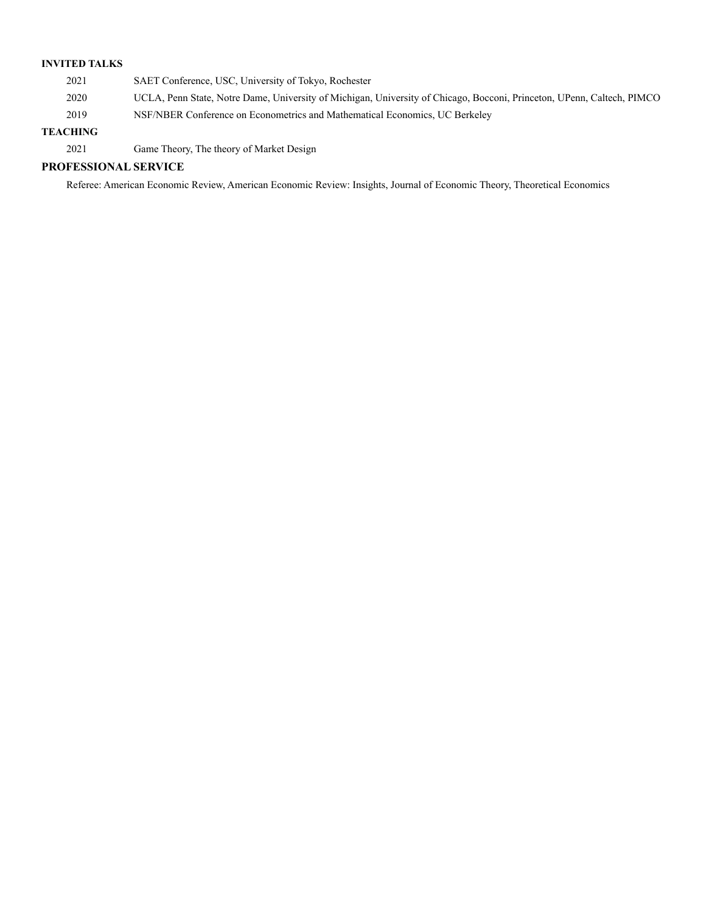**INVITED TALKS**

2021 SAET Conference, USC, University of Tokyo, Rochester

2020 UCLA, Penn State, Notre Dame, University of Michigan, University of Chicago, Bocconi, Princeton, UPenn, Caltech, PIMCO

2019 NSF/NBER Conference on Econometrics and Mathematical Economics, UC Berkeley

**TEACHING**

2021 Game Theory, The theory of Market Design

## PROFESSIONAL SERVICE

Referee: American Economic Review, American Economic Review: Insights, Journal of Economic Theory, Theoretical Economics